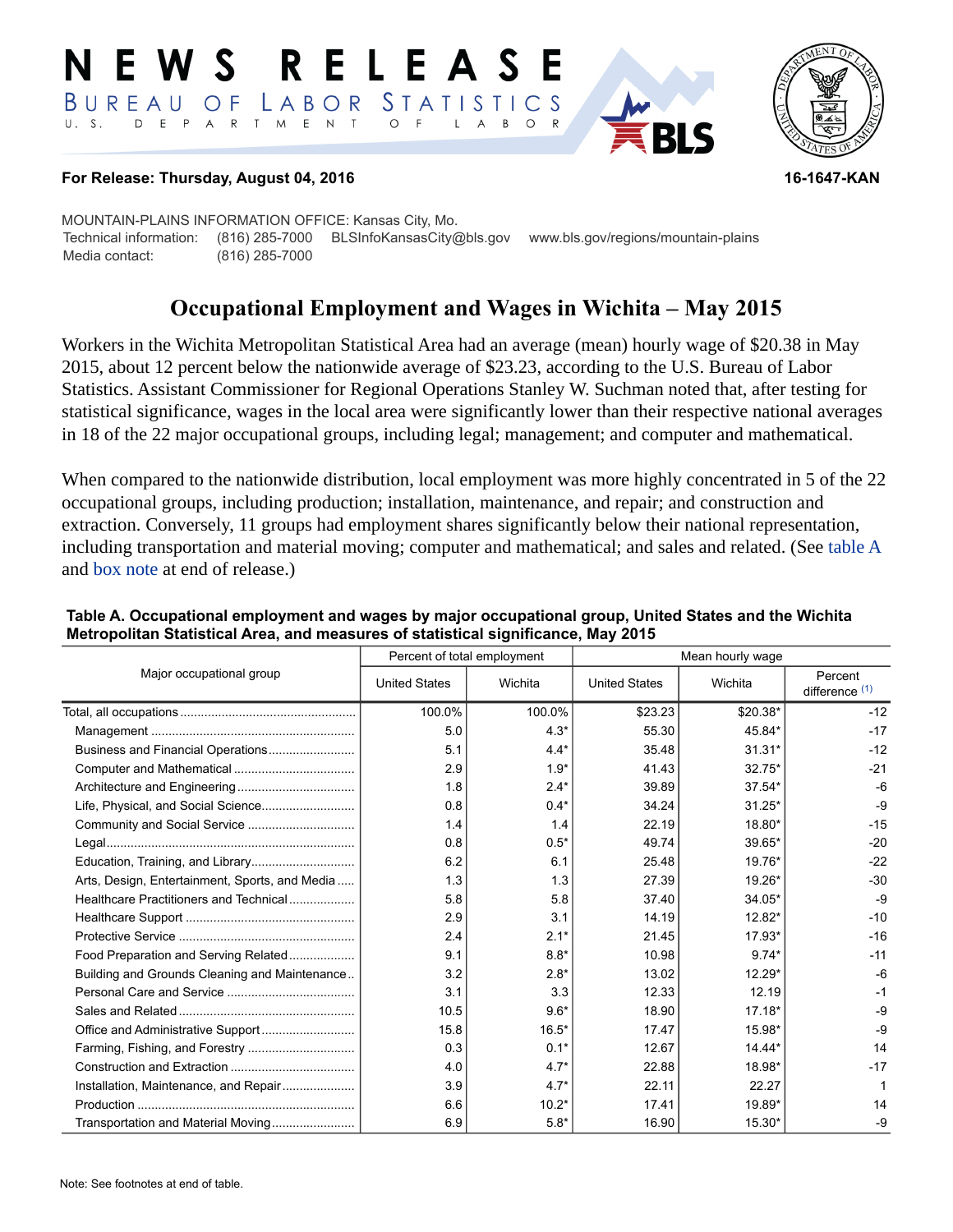# NEWS RELEASE

BUREAU OF LABOR STATISTICS
U. S. DEPARTMENT OF LABOR

**For Release: Thursday, August 04, 2016** **16-1647-KAN**

MOUNTAIN-PLAINS INFORMATION OFFICE: Kansas City, Mo.
Technical information: (816) 285-7000 BLSInfoKansasCity@bls.gov www.bls.gov/regions/mountain-plains
Media contact: (816) 285-7000

## Occupational Employment and Wages in Wichita – May 2015

Workers in the Wichita Metropolitan Statistical Area had an average (mean) hourly wage of $20.38 in May 2015, about 12 percent below the nationwide average of $23.23, according to the U.S. Bureau of Labor Statistics. Assistant Commissioner for Regional Operations Stanley W. Suchman noted that, after testing for statistical significance, wages in the local area were significantly lower than their respective national averages in 18 of the 22 major occupational groups, including legal; management; and computer and mathematical.

When compared to the nationwide distribution, local employment was more highly concentrated in 5 of the 22 occupational groups, including production; installation, maintenance, and repair; and construction and extraction. Conversely, 11 groups had employment shares significantly below their national representation, including transportation and material moving; computer and mathematical; and sales and related. (See table A and box note at end of release.)

**Table A. Occupational employment and wages by major occupational group, United States and the Wichita Metropolitan Statistical Area, and measures of statistical significance, May 2015**

| Major occupational group | Percent of total employment | | Mean hourly wage | | |
|---|---|---|---|---|---|
| | United States | Wichita | United States | Wichita | Percent difference (1) |
| Total, all occupations | 100.0% | 100.0% | $23.23 | $20.38* | -12 |
| Management | 5.0 | 4.3* | 55.30 | 45.84* | -17 |
| Business and Financial Operations | 5.1 | 4.4* | 35.48 | 31.31* | -12 |
| Computer and Mathematical | 2.9 | 1.9* | 41.43 | 32.75* | -21 |
| Architecture and Engineering | 1.8 | 2.4* | 39.89 | 37.54* | -6 |
| Life, Physical, and Social Science | 0.8 | 0.4* | 34.24 | 31.25* | -9 |
| Community and Social Service | 1.4 | 1.4 | 22.19 | 18.80* | -15 |
| Legal | 0.8 | 0.5* | 49.74 | 39.65* | -20 |
| Education, Training, and Library | 6.2 | 6.1 | 25.48 | 19.76* | -22 |
| Arts, Design, Entertainment, Sports, and Media | 1.3 | 1.3 | 27.39 | 19.26* | -30 |
| Healthcare Practitioners and Technical | 5.8 | 5.8 | 37.40 | 34.05* | -9 |
| Healthcare Support | 2.9 | 3.1 | 14.19 | 12.82* | -10 |
| Protective Service | 2.4 | 2.1* | 21.45 | 17.93* | -16 |
| Food Preparation and Serving Related | 9.1 | 8.8* | 10.98 | 9.74* | -11 |
| Building and Grounds Cleaning and Maintenance | 3.2 | 2.8* | 13.02 | 12.29* | -6 |
| Personal Care and Service | 3.1 | 3.3 | 12.33 | 12.19 | -1 |
| Sales and Related | 10.5 | 9.6* | 18.90 | 17.18* | -9 |
| Office and Administrative Support | 15.8 | 16.5* | 17.47 | 15.98* | -9 |
| Farming, Fishing, and Forestry | 0.3 | 0.1* | 12.67 | 14.44* | 14 |
| Construction and Extraction | 4.0 | 4.7* | 22.88 | 18.98* | -17 |
| Installation, Maintenance, and Repair | 3.9 | 4.7* | 22.11 | 22.27 | 1 |
| Production | 6.6 | 10.2* | 17.41 | 19.89* | 14 |
| Transportation and Material Moving | 6.9 | 5.8* | 16.90 | 15.30* | -9 |

Note: See footnotes at end of table.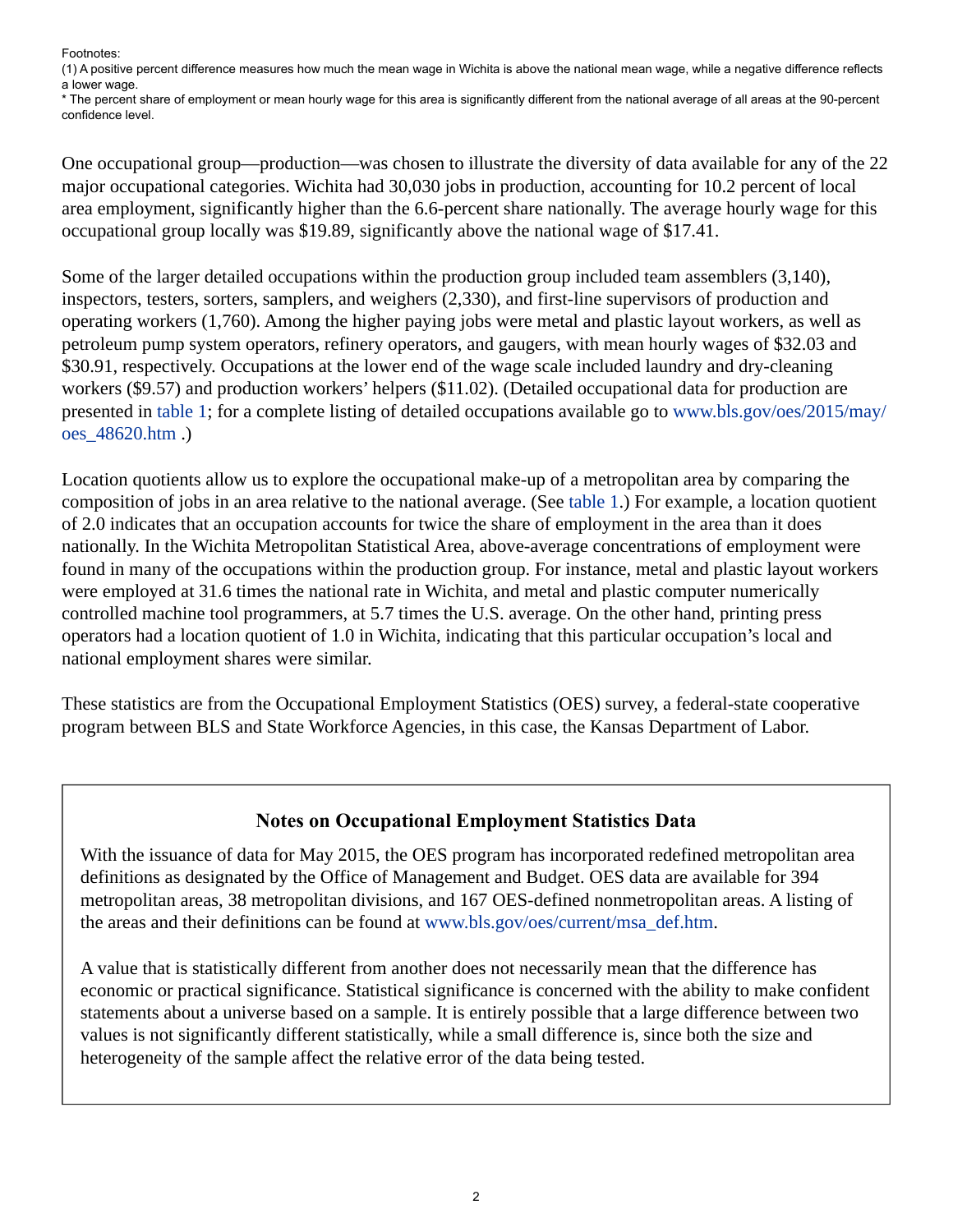Footnotes:
(1) A positive percent difference measures how much the mean wage in Wichita is above the national mean wage, while a negative difference reflects a lower wage.
* The percent share of employment or mean hourly wage for this area is significantly different from the national average of all areas at the 90-percent confidence level.

One occupational group—production—was chosen to illustrate the diversity of data available for any of the 22 major occupational categories. Wichita had 30,030 jobs in production, accounting for 10.2 percent of local area employment, significantly higher than the 6.6-percent share nationally. The average hourly wage for this occupational group locally was $19.89, significantly above the national wage of $17.41.

Some of the larger detailed occupations within the production group included team assemblers (3,140), inspectors, testers, sorters, samplers, and weighers (2,330), and first-line supervisors of production and operating workers (1,760). Among the higher paying jobs were metal and plastic layout workers, as well as petroleum pump system operators, refinery operators, and gaugers, with mean hourly wages of $32.03 and $30.91, respectively. Occupations at the lower end of the wage scale included laundry and dry-cleaning workers ($9.57) and production workers' helpers ($11.02). (Detailed occupational data for production are presented in table 1; for a complete listing of detailed occupations available go to www.bls.gov/oes/2015/may/oes_48620.htm .)

Location quotients allow us to explore the occupational make-up of a metropolitan area by comparing the composition of jobs in an area relative to the national average. (See table 1.) For example, a location quotient of 2.0 indicates that an occupation accounts for twice the share of employment in the area than it does nationally. In the Wichita Metropolitan Statistical Area, above-average concentrations of employment were found in many of the occupations within the production group. For instance, metal and plastic layout workers were employed at 31.6 times the national rate in Wichita, and metal and plastic computer numerically controlled machine tool programmers, at 5.7 times the U.S. average. On the other hand, printing press operators had a location quotient of 1.0 in Wichita, indicating that this particular occupation's local and national employment shares were similar.

These statistics are from the Occupational Employment Statistics (OES) survey, a federal-state cooperative program between BLS and State Workforce Agencies, in this case, the Kansas Department of Labor.

## Notes on Occupational Employment Statistics Data

With the issuance of data for May 2015, the OES program has incorporated redefined metropolitan area definitions as designated by the Office of Management and Budget. OES data are available for 394 metropolitan areas, 38 metropolitan divisions, and 167 OES-defined nonmetropolitan areas. A listing of the areas and their definitions can be found at www.bls.gov/oes/current/msa_def.htm.

A value that is statistically different from another does not necessarily mean that the difference has economic or practical significance. Statistical significance is concerned with the ability to make confident statements about a universe based on a sample. It is entirely possible that a large difference between two values is not significantly different statistically, while a small difference is, since both the size and heterogeneity of the sample affect the relative error of the data being tested.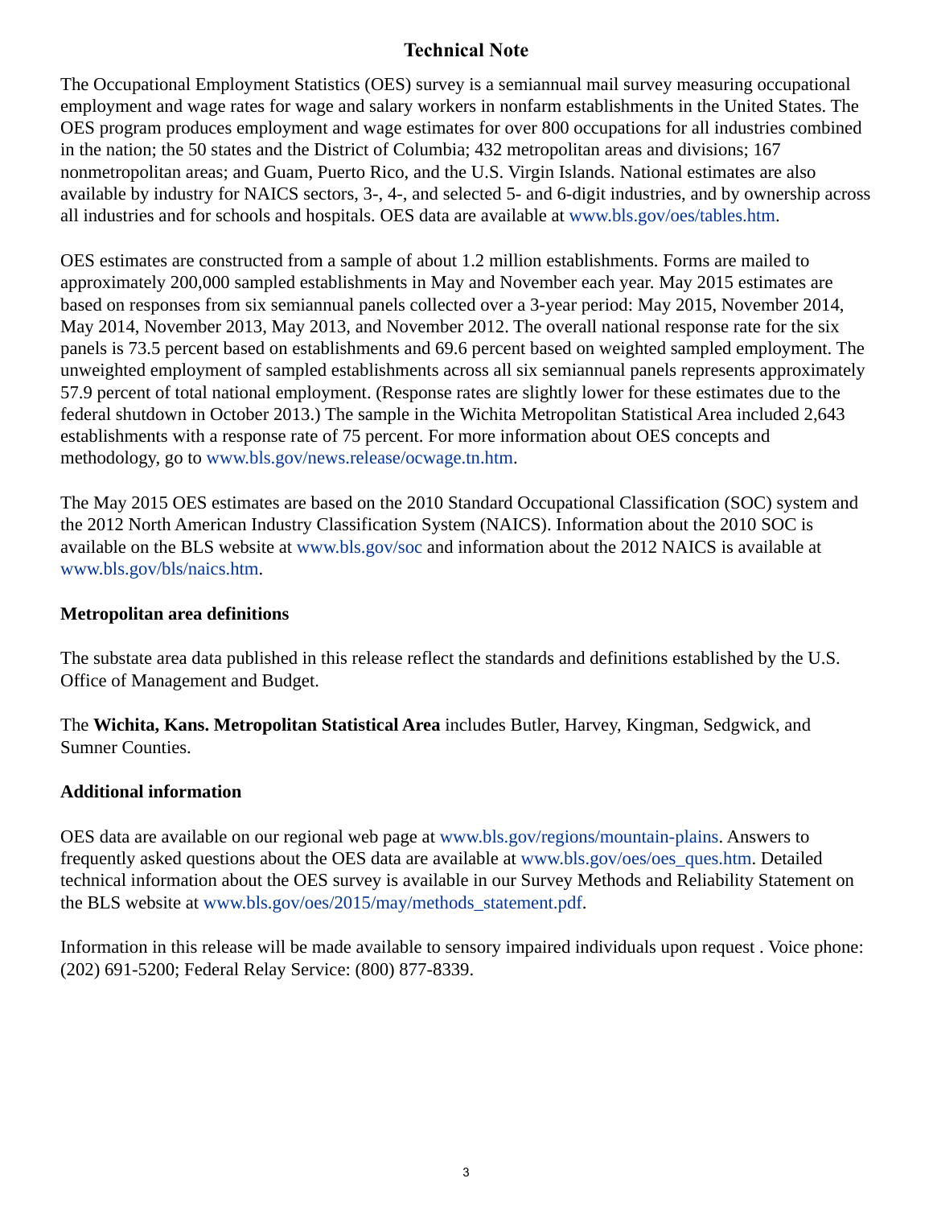# Technical Note

The Occupational Employment Statistics (OES) survey is a semiannual mail survey measuring occupational employment and wage rates for wage and salary workers in nonfarm establishments in the United States. The OES program produces employment and wage estimates for over 800 occupations for all industries combined in the nation; the 50 states and the District of Columbia; 432 metropolitan areas and divisions; 167 nonmetropolitan areas; and Guam, Puerto Rico, and the U.S. Virgin Islands. National estimates are also available by industry for NAICS sectors, 3-, 4-, and selected 5- and 6-digit industries, and by ownership across all industries and for schools and hospitals. OES data are available at www.bls.gov/oes/tables.htm.

OES estimates are constructed from a sample of about 1.2 million establishments. Forms are mailed to approximately 200,000 sampled establishments in May and November each year. May 2015 estimates are based on responses from six semiannual panels collected over a 3-year period: May 2015, November 2014, May 2014, November 2013, May 2013, and November 2012. The overall national response rate for the six panels is 73.5 percent based on establishments and 69.6 percent based on weighted sampled employment. The unweighted employment of sampled establishments across all six semiannual panels represents approximately 57.9 percent of total national employment. (Response rates are slightly lower for these estimates due to the federal shutdown in October 2013.) The sample in the Wichita Metropolitan Statistical Area included 2,643 establishments with a response rate of 75 percent. For more information about OES concepts and methodology, go to www.bls.gov/news.release/ocwage.tn.htm.

The May 2015 OES estimates are based on the 2010 Standard Occupational Classification (SOC) system and the 2012 North American Industry Classification System (NAICS). Information about the 2010 SOC is available on the BLS website at www.bls.gov/soc and information about the 2012 NAICS is available at www.bls.gov/bls/naics.htm.

### Metropolitan area definitions

The substate area data published in this release reflect the standards and definitions established by the U.S. Office of Management and Budget.

The **Wichita, Kans. Metropolitan Statistical Area** includes Butler, Harvey, Kingman, Sedgwick, and Sumner Counties.

### Additional information

OES data are available on our regional web page at www.bls.gov/regions/mountain-plains. Answers to frequently asked questions about the OES data are available at www.bls.gov/oes/oes_ques.htm. Detailed technical information about the OES survey is available in our Survey Methods and Reliability Statement on the BLS website at www.bls.gov/oes/2015/may/methods_statement.pdf.

Information in this release will be made available to sensory impaired individuals upon request . Voice phone: (202) 691-5200; Federal Relay Service: (800) 877-8339.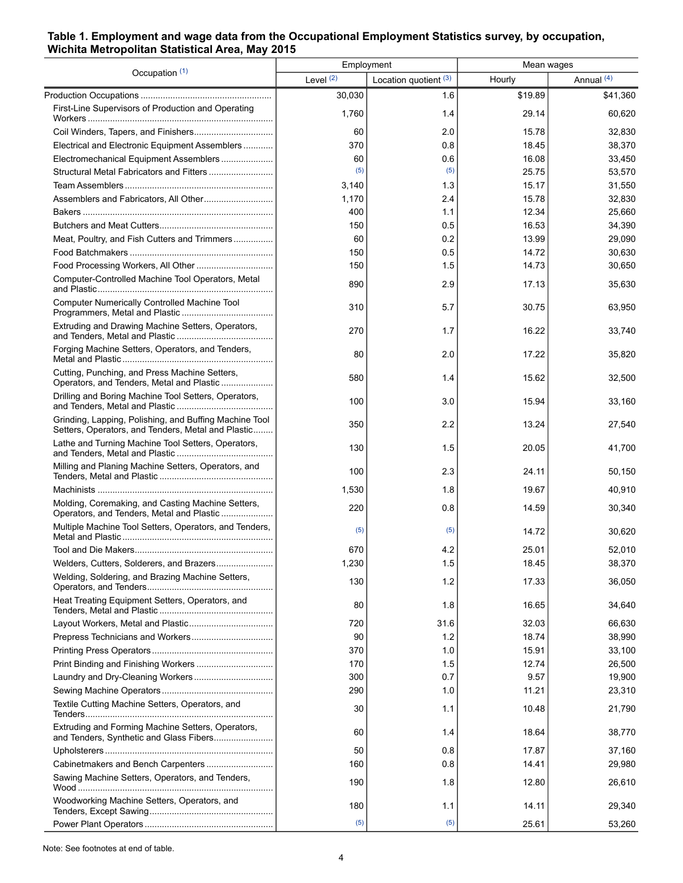**Table 1. Employment and wage data from the Occupational Employment Statistics survey, by occupation, Wichita Metropolitan Statistical Area, May 2015**

| Occupation (1) | Employment | | Mean wages | |
|---|---|---|---|---|
| | Level (2) | Location quotient (3) | Hourly | Annual (4) |
| Production Occupations | 30,030 | 1.6 | $19.89 | $41,360 |
| First-Line Supervisors of Production and Operating Workers | 1,760 | 1.4 | 29.14 | 60,620 |
| Coil Winders, Tapers, and Finishers | 60 | 2.0 | 15.78 | 32,830 |
| Electrical and Electronic Equipment Assemblers | 370 | 0.8 | 18.45 | 38,370 |
| Electromechanical Equipment Assemblers | 60 | 0.6 | 16.08 | 33,450 |
| Structural Metal Fabricators and Fitters | (5) | (5) | 25.75 | 53,570 |
| Team Assemblers | 3,140 | 1.3 | 15.17 | 31,550 |
| Assemblers and Fabricators, All Other | 1,170 | 2.4 | 15.78 | 32,830 |
| Bakers | 400 | 1.1 | 12.34 | 25,660 |
| Butchers and Meat Cutters | 150 | 0.5 | 16.53 | 34,390 |
| Meat, Poultry, and Fish Cutters and Trimmers | 60 | 0.2 | 13.99 | 29,090 |
| Food Batchmakers | 150 | 0.5 | 14.72 | 30,630 |
| Food Processing Workers, All Other | 150 | 1.5 | 14.73 | 30,650 |
| Computer-Controlled Machine Tool Operators, Metal and Plastic | 890 | 2.9 | 17.13 | 35,630 |
| Computer Numerically Controlled Machine Tool Programmers, Metal and Plastic | 310 | 5.7 | 30.75 | 63,950 |
| Extruding and Drawing Machine Setters, Operators, and Tenders, Metal and Plastic | 270 | 1.7 | 16.22 | 33,740 |
| Forging Machine Setters, Operators, and Tenders, Metal and Plastic | 80 | 2.0 | 17.22 | 35,820 |
| Cutting, Punching, and Press Machine Setters, Operators, and Tenders, Metal and Plastic | 580 | 1.4 | 15.62 | 32,500 |
| Drilling and Boring Machine Tool Setters, Operators, and Tenders, Metal and Plastic | 100 | 3.0 | 15.94 | 33,160 |
| Grinding, Lapping, Polishing, and Buffing Machine Tool Setters, Operators, and Tenders, Metal and Plastic | 350 | 2.2 | 13.24 | 27,540 |
| Lathe and Turning Machine Tool Setters, Operators, and Tenders, Metal and Plastic | 130 | 1.5 | 20.05 | 41,700 |
| Milling and Planing Machine Setters, Operators, and Tenders, Metal and Plastic | 100 | 2.3 | 24.11 | 50,150 |
| Machinists | 1,530 | 1.8 | 19.67 | 40,910 |
| Molding, Coremaking, and Casting Machine Setters, Operators, and Tenders, Metal and Plastic | 220 | 0.8 | 14.59 | 30,340 |
| Multiple Machine Tool Setters, Operators, and Tenders, Metal and Plastic | (5) | (5) | 14.72 | 30,620 |
| Tool and Die Makers | 670 | 4.2 | 25.01 | 52,010 |
| Welders, Cutters, Solderers, and Brazers | 1,230 | 1.5 | 18.45 | 38,370 |
| Welding, Soldering, and Brazing Machine Setters, Operators, and Tenders | 130 | 1.2 | 17.33 | 36,050 |
| Heat Treating Equipment Setters, Operators, and Tenders, Metal and Plastic | 80 | 1.8 | 16.65 | 34,640 |
| Layout Workers, Metal and Plastic | 720 | 31.6 | 32.03 | 66,630 |
| Prepress Technicians and Workers | 90 | 1.2 | 18.74 | 38,990 |
| Printing Press Operators | 370 | 1.0 | 15.91 | 33,100 |
| Print Binding and Finishing Workers | 170 | 1.5 | 12.74 | 26,500 |
| Laundry and Dry-Cleaning Workers | 300 | 0.7 | 9.57 | 19,900 |
| Sewing Machine Operators | 290 | 1.0 | 11.21 | 23,310 |
| Textile Cutting Machine Setters, Operators, and Tenders | 30 | 1.1 | 10.48 | 21,790 |
| Extruding and Forming Machine Setters, Operators, and Tenders, Synthetic and Glass Fibers | 60 | 1.4 | 18.64 | 38,770 |
| Upholsterers | 50 | 0.8 | 17.87 | 37,160 |
| Cabinetmakers and Bench Carpenters | 160 | 0.8 | 14.41 | 29,980 |
| Sawing Machine Setters, Operators, and Tenders, Wood | 190 | 1.8 | 12.80 | 26,610 |
| Woodworking Machine Setters, Operators, and Tenders, Except Sawing | 180 | 1.1 | 14.11 | 29,340 |
| Power Plant Operators | (5) | (5) | 25.61 | 53,260 |

Note: See footnotes at end of table.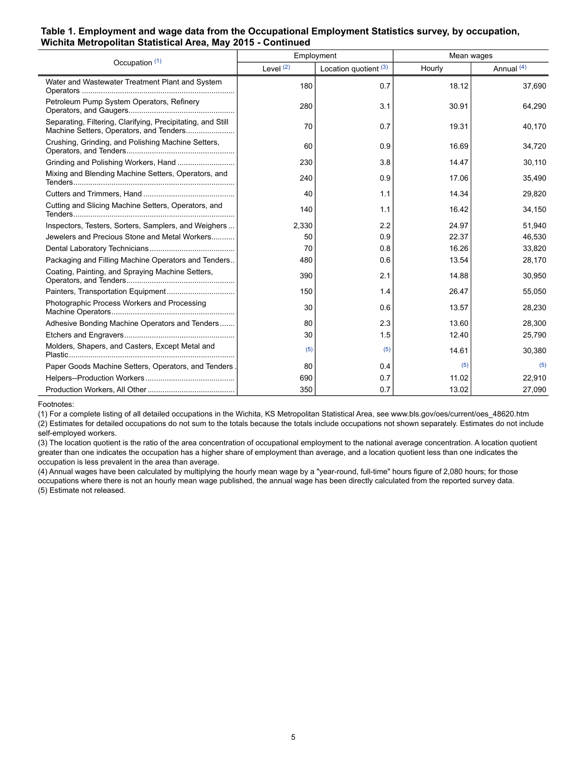**Table 1. Employment and wage data from the Occupational Employment Statistics survey, by occupation, Wichita Metropolitan Statistical Area, May 2015 - Continued**

| Occupation (1) | Employment | | Mean wages | |
|---|---|---|---|---|
| | Level (2) | Location quotient (3) | Hourly | Annual (4) |
| Water and Wastewater Treatment Plant and System Operators | 180 | 0.7 | 18.12 | 37,690 |
| Petroleum Pump System Operators, Refinery Operators, and Gaugers | 280 | 3.1 | 30.91 | 64,290 |
| Separating, Filtering, Clarifying, Precipitating, and Still Machine Setters, Operators, and Tenders | 70 | 0.7 | 19.31 | 40,170 |
| Crushing, Grinding, and Polishing Machine Setters, Operators, and Tenders | 60 | 0.9 | 16.69 | 34,720 |
| Grinding and Polishing Workers, Hand | 230 | 3.8 | 14.47 | 30,110 |
| Mixing and Blending Machine Setters, Operators, and Tenders | 240 | 0.9 | 17.06 | 35,490 |
| Cutters and Trimmers, Hand | 40 | 1.1 | 14.34 | 29,820 |
| Cutting and Slicing Machine Setters, Operators, and Tenders | 140 | 1.1 | 16.42 | 34,150 |
| Inspectors, Testers, Sorters, Samplers, and Weighers | 2,330 | 2.2 | 24.97 | 51,940 |
| Jewelers and Precious Stone and Metal Workers | 50 | 0.9 | 22.37 | 46,530 |
| Dental Laboratory Technicians | 70 | 0.8 | 16.26 | 33,820 |
| Packaging and Filling Machine Operators and Tenders | 480 | 0.6 | 13.54 | 28,170 |
| Coating, Painting, and Spraying Machine Setters, Operators, and Tenders | 390 | 2.1 | 14.88 | 30,950 |
| Painters, Transportation Equipment | 150 | 1.4 | 26.47 | 55,050 |
| Photographic Process Workers and Processing Machine Operators | 30 | 0.6 | 13.57 | 28,230 |
| Adhesive Bonding Machine Operators and Tenders | 80 | 2.3 | 13.60 | 28,300 |
| Etchers and Engravers | 30 | 1.5 | 12.40 | 25,790 |
| Molders, Shapers, and Casters, Except Metal and Plastic | (5) | (5) | 14.61 | 30,380 |
| Paper Goods Machine Setters, Operators, and Tenders | 80 | 0.4 | (5) | (5) |
| Helpers--Production Workers | 690 | 0.7 | 11.02 | 22,910 |
| Production Workers, All Other | 350 | 0.7 | 13.02 | 27,090 |

Footnotes:

(1) For a complete listing of all detailed occupations in the Wichita, KS Metropolitan Statistical Area, see www.bls.gov/oes/current/oes_48620.htm

(2) Estimates for detailed occupations do not sum to the totals because the totals include occupations not shown separately. Estimates do not include self-employed workers.

(3) The location quotient is the ratio of the area concentration of occupational employment to the national average concentration. A location quotient greater than one indicates the occupation has a higher share of employment than average, and a location quotient less than one indicates the occupation is less prevalent in the area than average.

(4) Annual wages have been calculated by multiplying the hourly mean wage by a "year-round, full-time" hours figure of 2,080 hours; for those occupations where there is not an hourly mean wage published, the annual wage has been directly calculated from the reported survey data.

(5) Estimate not released.